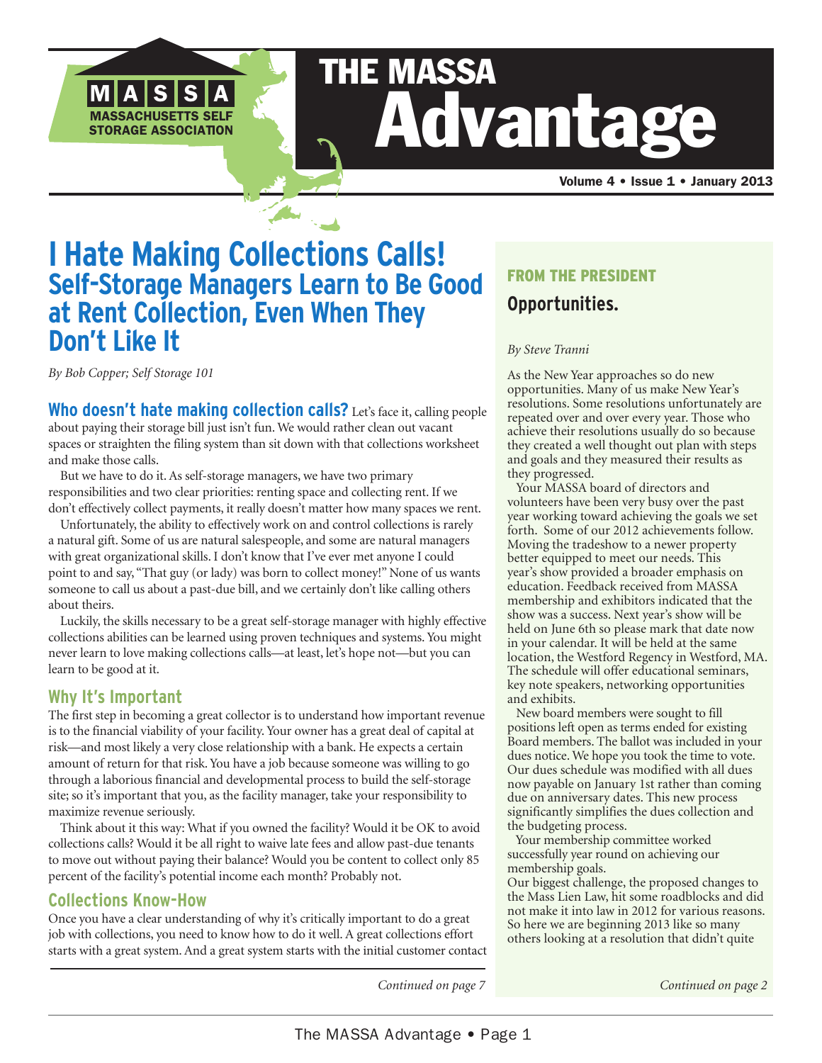# THE MASSA Advantage

MASSA — MASSACHUSETTS SELF STORAGE ASSOCIATION

Volume 4 • Issue 1 • January 2013

# I Hate Making Collections Calls!

## Self-Storage Managers Learn to Be Good at Rent Collection, Even When They Don't Like It

*By Bob Copper; Self Storage 101*

**Who doesn't hate making collection calls?** Let's face it, calling people about paying their storage bill just isn't fun. We would rather clean out vacant spaces or straighten the filing system than sit down with that collections worksheet and make those calls.

But we have to do it. As self-storage managers, we have two primary responsibilities and two clear priorities: renting space and collecting rent. If we don't effectively collect payments, it really doesn't matter how many spaces we rent.

Unfortunately, the ability to effectively work on and control collections is rarely a natural gift. Some of us are natural salespeople, and some are natural managers with great organizational skills. I don't know that I've ever met anyone I could point to and say, "That guy (or lady) was born to collect money!" None of us wants someone to call us about a past-due bill, and we certainly don't like calling others about theirs.

Luckily, the skills necessary to be a great self-storage manager with highly effective collections abilities can be learned using proven techniques and systems. You might never learn to love making collections calls—at least, let's hope not—but you can learn to be good at it.

### Why It's Important

The first step in becoming a great collector is to understand how important revenue is to the financial viability of your facility. Your owner has a great deal of capital at risk—and most likely a very close relationship with a bank. He expects a certain amount of return for that risk. You have a job because someone was willing to go through a laborious financial and developmental process to build the self-storage site; so it's important that you, as the facility manager, take your responsibility to maximize revenue seriously.

Think about it this way: What if you owned the facility? Would it be OK to avoid collections calls? Would it be all right to waive late fees and allow past-due tenants to move out without paying their balance? Would you be content to collect only 85 percent of the facility's potential income each month? Probably not.

### Collections Know-How

Once you have a clear understanding of why it's critically important to do a great job with collections, you need to know how to do it well. A great collections effort starts with a great system. And a great system starts with the initial customer contact

*Continued on page 7*

## FROM THE PRESIDENT

### Opportunities.

*By Steve Tranni*

As the New Year approaches so do new opportunities. Many of us make New Year's resolutions. Some resolutions unfortunately are repeated over and over every year. Those who achieve their resolutions usually do so because they created a well thought out plan with steps and goals and they measured their results as they progressed.

Your MASSA board of directors and volunteers have been very busy over the past year working toward achieving the goals we set forth. Some of our 2012 achievements follow. Moving the tradeshow to a newer property better equipped to meet our needs. This year's show provided a broader emphasis on education. Feedback received from MASSA membership and exhibitors indicated that the show was a success. Next year's show will be held on June 6th so please mark that date now in your calendar. It will be held at the same location, the Westford Regency in Westford, MA. The schedule will offer educational seminars, key note speakers, networking opportunities and exhibits.

New board members were sought to fill positions left open as terms ended for existing Board members. The ballot was included in your dues notice. We hope you took the time to vote. Our dues schedule was modified with all dues now payable on January 1st rather than coming due on anniversary dates. This new process significantly simplifies the dues collection and the budgeting process.

Your membership committee worked successfully year round on achieving our membership goals.

Our biggest challenge, the proposed changes to the Mass Lien Law, hit some roadblocks and did not make it into law in 2012 for various reasons. So here we are beginning 2013 like so many others looking at a resolution that didn't quite

*Continued on page 2*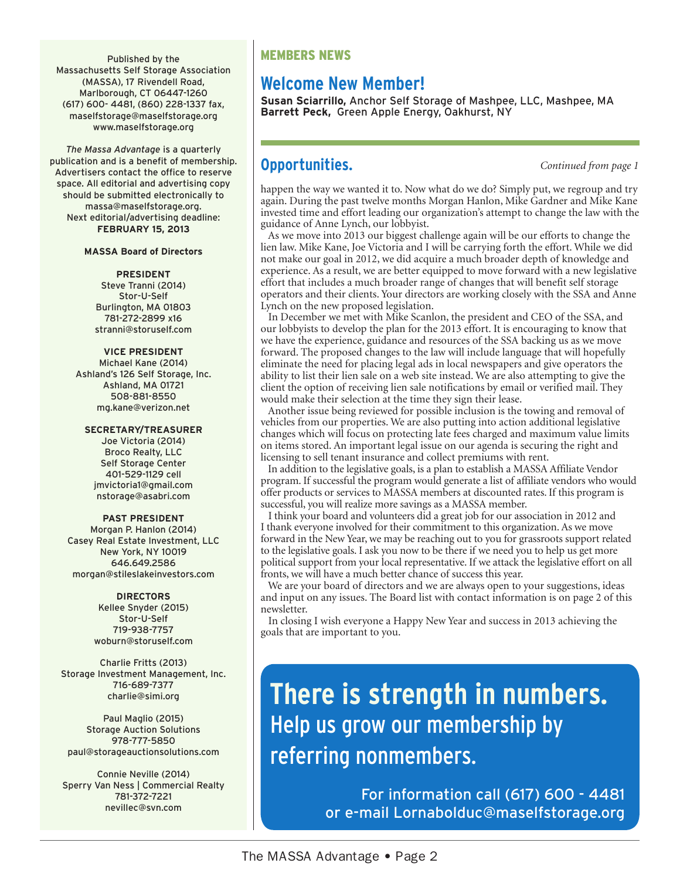Published by the Massachusetts Self Storage Association (MASSA), 17 Rivendell Road, Marlborough, CT 06447-1260
(617) 600- 4481, (860) 228-1337 fax,
maselfstorage@maselfstorage.org
www.maselfstorage.org

*The Massa Advantage* is a quarterly publication and is a benefit of membership. Advertisers contact the office to reserve space. All editorial and advertising copy should be submitted electronically to massa@maselfstorage.org.
Next editorial/advertising deadline:
**FEBRUARY 15, 2013**

**MASSA Board of Directors**

**PRESIDENT**
Steve Tranni (2014)
Stor-U-Self
Burlington, MA 01803
781-272-2899 x16
stranni@storuself.com

**VICE PRESIDENT**
Michael Kane (2014)
Ashland's 126 Self Storage, Inc.
Ashland, MA 01721
508-881-8550
mg.kane@verizon.net

**SECRETARY/TREASURER**
Joe Victoria (2014)
Broco Realty, LLC
Self Storage Center
401-529-1129 cell
jmvictoria1@gmail.com
nstorage@asabri.com

**PAST PRESIDENT**
Morgan P. Hanlon (2014)
Casey Real Estate Investment, LLC
New York, NY 10019
646.649.2586
morgan@stileslakeinvestors.com

**DIRECTORS**
Kellee Snyder (2015)
Stor-U-Self
719-938-7757
woburn@storuself.com

Charlie Fritts (2013)
Storage Investment Management, Inc.
716-689-7377
charlie@simi.org

Paul Maglio (2015)
Storage Auction Solutions
978-777-5850
paul@storageauctionsolutions.com

Connie Neville (2014)
Sperry Van Ness | Commercial Realty
781-372-7221
nevillec@svn.com

## MEMBERS NEWS

## Welcome New Member!

**Susan Sciarrillo,** Anchor Self Storage of Mashpee, LLC, Mashpee, MA
**Barrett Peck,** Green Apple Energy, Oakhurst, NY

## Opportunities.

*Continued from page 1*

happen the way we wanted it to. Now what do we do? Simply put, we regroup and try again. During the past twelve months Morgan Hanlon, Mike Gardner and Mike Kane invested time and effort leading our organization's attempt to change the law with the guidance of Anne Lynch, our lobbyist.

As we move into 2013 our biggest challenge again will be our efforts to change the lien law. Mike Kane, Joe Victoria and I will be carrying forth the effort. While we did not make our goal in 2012, we did acquire a much broader depth of knowledge and experience. As a result, we are better equipped to move forward with a new legislative effort that includes a much broader range of changes that will benefit self storage operators and their clients. Your directors are working closely with the SSA and Anne Lynch on the new proposed legislation.

In December we met with Mike Scanlon, the president and CEO of the SSA, and our lobbyists to develop the plan for the 2013 effort. It is encouraging to know that we have the experience, guidance and resources of the SSA backing us as we move forward. The proposed changes to the law will include language that will hopefully eliminate the need for placing legal ads in local newspapers and give operators the ability to list their lien sale on a web site instead. We are also attempting to give the client the option of receiving lien sale notifications by email or verified mail. They would make their selection at the time they sign their lease.

Another issue being reviewed for possible inclusion is the towing and removal of vehicles from our properties. We are also putting into action additional legislative changes which will focus on protecting late fees charged and maximum value limits on items stored. An important legal issue on our agenda is securing the right and licensing to sell tenant insurance and collect premiums with rent.

In addition to the legislative goals, is a plan to establish a MASSA Affiliate Vendor program. If successful the program would generate a list of affiliate vendors who would offer products or services to MASSA members at discounted rates. If this program is successful, you will realize more savings as a MASSA member.

I think your board and volunteers did a great job for our association in 2012 and I thank everyone involved for their commitment to this organization. As we move forward in the New Year, we may be reaching out to you for grassroots support related to the legislative goals. I ask you now to be there if we need you to help us get more political support from your local representative. If we attack the legislative effort on all fronts, we will have a much better chance of success this year.

We are your board of directors and we are always open to your suggestions, ideas and input on any issues. The Board list with contact information is on page 2 of this newsletter.

In closing I wish everyone a Happy New Year and success in 2013 achieving the goals that are important to you.

## There is strength in numbers.

### Help us grow our membership by referring nonmembers.

For information call (617) 600 - 4481
or e-mail Lornabolduc@maselfstorage.org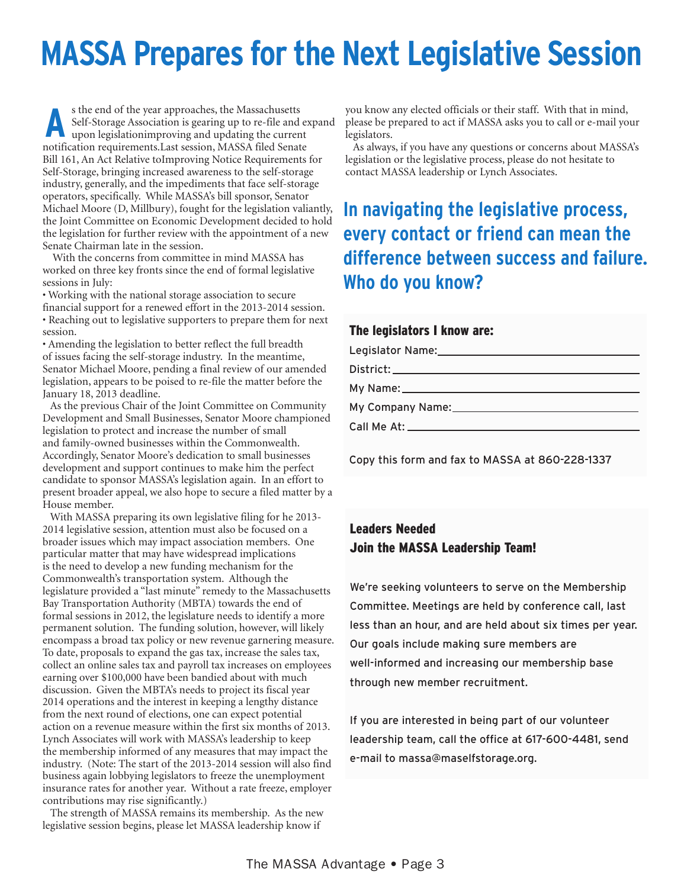# MASSA Prepares for the Next Legislative Session

As the end of the year approaches, the Massachusetts Self-Storage Association is gearing up to re-file and expand upon legislationimproving and updating the current notification requirements.Last session, MASSA filed Senate Bill 161, An Act Relative toImproving Notice Requirements for Self-Storage, bringing increased awareness to the self-storage industry, generally, and the impediments that face self-storage operators, specifically. While MASSA's bill sponsor, Senator Michael Moore (D, Millbury), fought for the legislation valiantly, the Joint Committee on Economic Development decided to hold the legislation for further review with the appointment of a new Senate Chairman late in the session.

With the concerns from committee in mind MASSA has worked on three key fronts since the end of formal legislative sessions in July:

- Working with the national storage association to secure financial support for a renewed effort in the 2013-2014 session.
- Reaching out to legislative supporters to prepare them for next session.
- Amending the legislation to better reflect the full breadth of issues facing the self-storage industry. In the meantime, Senator Michael Moore, pending a final review of our amended legislation, appears to be poised to re-file the matter before the January 18, 2013 deadline.

As the previous Chair of the Joint Committee on Community Development and Small Businesses, Senator Moore championed legislation to protect and increase the number of small and family-owned businesses within the Commonwealth. Accordingly, Senator Moore's dedication to small businesses development and support continues to make him the perfect candidate to sponsor MASSA's legislation again. In an effort to present broader appeal, we also hope to secure a filed matter by a House member.

With MASSA preparing its own legislative filing for he 2013-2014 legislative session, attention must also be focused on a broader issues which may impact association members. One particular matter that may have widespread implications is the need to develop a new funding mechanism for the Commonwealth's transportation system. Although the legislature provided a "last minute" remedy to the Massachusetts Bay Transportation Authority (MBTA) towards the end of formal sessions in 2012, the legislature needs to identify a more permanent solution. The funding solution, however, will likely encompass a broad tax policy or new revenue garnering measure. To date, proposals to expand the gas tax, increase the sales tax, collect an online sales tax and payroll tax increases on employees earning over $100,000 have been bandied about with much discussion. Given the MBTA's needs to project its fiscal year 2014 operations and the interest in keeping a lengthy distance from the next round of elections, one can expect potential action on a revenue measure within the first six months of 2013. Lynch Associates will work with MASSA's leadership to keep the membership informed of any measures that may impact the industry. (Note: The start of the 2013-2014 session will also find business again lobbying legislators to freeze the unemployment insurance rates for another year. Without a rate freeze, employer contributions may rise significantly.)

The strength of MASSA remains its membership. As the new legislative session begins, please let MASSA leadership know if you know any elected officials or their staff. With that in mind, please be prepared to act if MASSA asks you to call or e-mail your legislators.

As always, if you have any questions or concerns about MASSA's legislation or the legislative process, please do not hesitate to contact MASSA leadership or Lynch Associates.

## In navigating the legislative process, every contact or friend can mean the difference between success and failure. Who do you know?

**The legislators I know are:**

Legislator Name:\_\_\_\_\_\_\_\_\_\_\_\_\_\_\_\_\_\_\_\_\_\_\_\_\_\_\_\_

District:\_\_\_\_\_\_\_\_\_\_\_\_\_\_\_\_\_\_\_\_\_\_\_\_\_\_\_\_

My Name:\_\_\_\_\_\_\_\_\_\_\_\_\_\_\_\_\_\_\_\_\_\_\_\_\_\_\_\_

My Company Name:\_\_\_\_\_\_\_\_\_\_\_\_\_\_\_\_\_\_\_\_\_\_\_\_\_\_\_\_

Call Me At:\_\_\_\_\_\_\_\_\_\_\_\_\_\_\_\_\_\_\_\_\_\_\_\_\_\_\_\_

Copy this form and fax to MASSA at 860-228-1337

**Leaders Needed**
**Join the MASSA Leadership Team!**

We're seeking volunteers to serve on the Membership Committee. Meetings are held by conference call, last less than an hour, and are held about six times per year. Our goals include making sure members are well-informed and increasing our membership base through new member recruitment.

If you are interested in being part of our volunteer leadership team, call the office at 617-600-4481, send e-mail to massa@maselfstorage.org.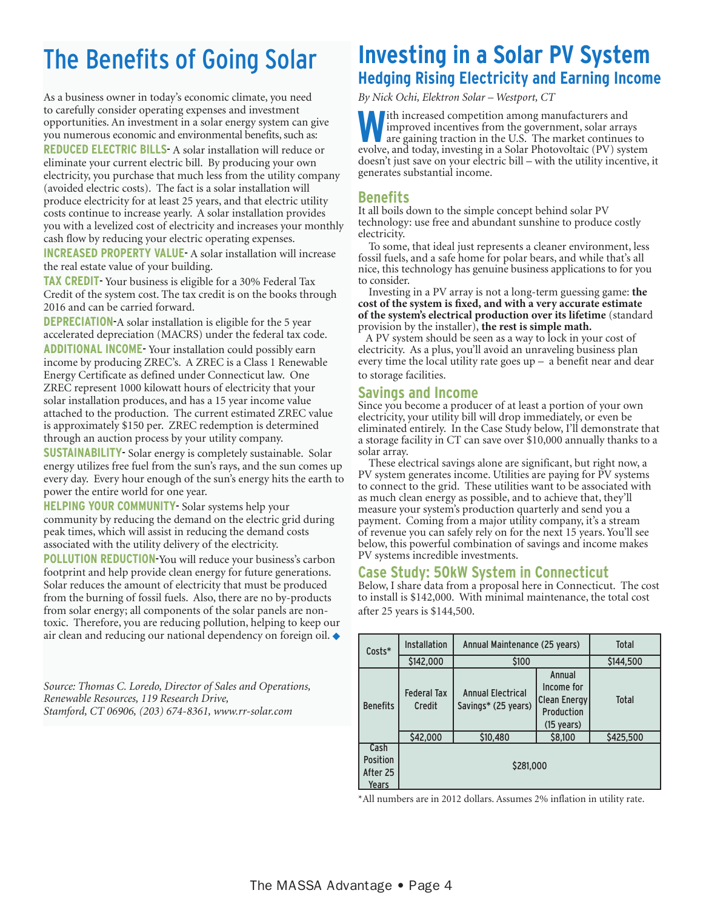# The Benefits of Going Solar

As a business owner in today's economic climate, you need to carefully consider operating expenses and investment opportunities. An investment in a solar energy system can give you numerous economic and environmental benefits, such as:

**REDUCED ELECTRIC BILLS**- A solar installation will reduce or eliminate your current electric bill. By producing your own electricity, you purchase that much less from the utility company (avoided electric costs). The fact is a solar installation will produce electricity for at least 25 years, and that electric utility costs continue to increase yearly. A solar installation provides you with a levelized cost of electricity and increases your monthly cash flow by reducing your electric operating expenses.

**INCREASED PROPERTY VALUE**- A solar installation will increase the real estate value of your building.

**TAX CREDIT**- Your business is eligible for a 30% Federal Tax Credit of the system cost. The tax credit is on the books through 2016 and can be carried forward.

**DEPRECIATION**-A solar installation is eligible for the 5 year accelerated depreciation (MACRS) under the federal tax code.

**ADDITIONAL INCOME**- Your installation could possibly earn income by producing ZREC's. A ZREC is a Class 1 Renewable Energy Certificate as defined under Connecticut law. One ZREC represent 1000 kilowatt hours of electricity that your solar installation produces, and has a 15 year income value attached to the production. The current estimated ZREC value is approximately $150 per. ZREC redemption is determined through an auction process by your utility company.

**SUSTAINABILITY**- Solar energy is completely sustainable. Solar energy utilizes free fuel from the sun's rays, and the sun comes up every day. Every hour enough of the sun's energy hits the earth to power the entire world for one year.

**HELPING YOUR COMMUNITY**- Solar systems help your community by reducing the demand on the electric grid during peak times, which will assist in reducing the demand costs associated with the utility delivery of the electricity.

**POLLUTION REDUCTION**-You will reduce your business's carbon footprint and help provide clean energy for future generations. Solar reduces the amount of electricity that must be produced from the burning of fossil fuels. Also, there are no by-products from solar energy; all components of the solar panels are non-toxic. Therefore, you are reducing pollution, helping to keep our air clean and reducing our national dependency on foreign oil. ◆

*Source: Thomas C. Loredo, Director of Sales and Operations, Renewable Resources, 119 Research Drive, Stamford, CT 06906, (203) 674-8361, www.rr-solar.com*

# Investing in a Solar PV System

## Hedging Rising Electricity and Earning Income

*By Nick Ochi, Elektron Solar – Westport, CT*

With increased competition among manufacturers and improved incentives from the government, solar arrays are gaining traction in the U.S. The market continues to evolve, and today, investing in a Solar Photovoltaic (PV) system doesn't just save on your electric bill – with the utility incentive, it generates substantial income.

### Benefits

It all boils down to the simple concept behind solar PV technology: use free and abundant sunshine to produce costly electricity.

To some, that ideal just represents a cleaner environment, less fossil fuels, and a safe home for polar bears, and while that's all nice, this technology has genuine business applications to for you to consider.

Investing in a PV array is not a long-term guessing game: **the cost of the system is fixed, and with a very accurate estimate of the system's electrical production over its lifetime** (standard provision by the installer), **the rest is simple math.**

A PV system should be seen as a way to lock in your cost of electricity. As a plus, you'll avoid an unraveling business plan every time the local utility rate goes up – a benefit near and dear to storage facilities.

### Savings and Income

Since you become a producer of at least a portion of your own electricity, your utility bill will drop immediately, or even be eliminated entirely. In the Case Study below, I'll demonstrate that a storage facility in CT can save over $10,000 annually thanks to a solar array.

These electrical savings alone are significant, but right now, a PV system generates income. Utilities are paying for PV systems to connect to the grid. These utilities want to be associated with as much clean energy as possible, and to achieve that, they'll measure your system's production quarterly and send you a payment. Coming from a major utility company, it's a stream of revenue you can safely rely on for the next 15 years. You'll see below, this powerful combination of savings and income makes PV systems incredible investments.

### Case Study: 50kW System in Connecticut

Below, I share data from a proposal here in Connecticut. The cost to install is $142,000. With minimal maintenance, the total cost after 25 years is $144,500.

| Costs* | Installation | Annual Maintenance (25 years) | | Total |
|---|---|---|---|---|
| | $142,000 | $100 | | $144,500 |
| Benefits | Federal Tax Credit | Annual Electrical Savings* (25 years) | Annual Income for Clean Energy Production (15 years) | Total |
| | $42,000 | $10,480 | $8,100 | $425,500 |
| Cash Position After 25 Years | $281,000 | | | |

*All numbers are in 2012 dollars. Assumes 2% inflation in utility rate.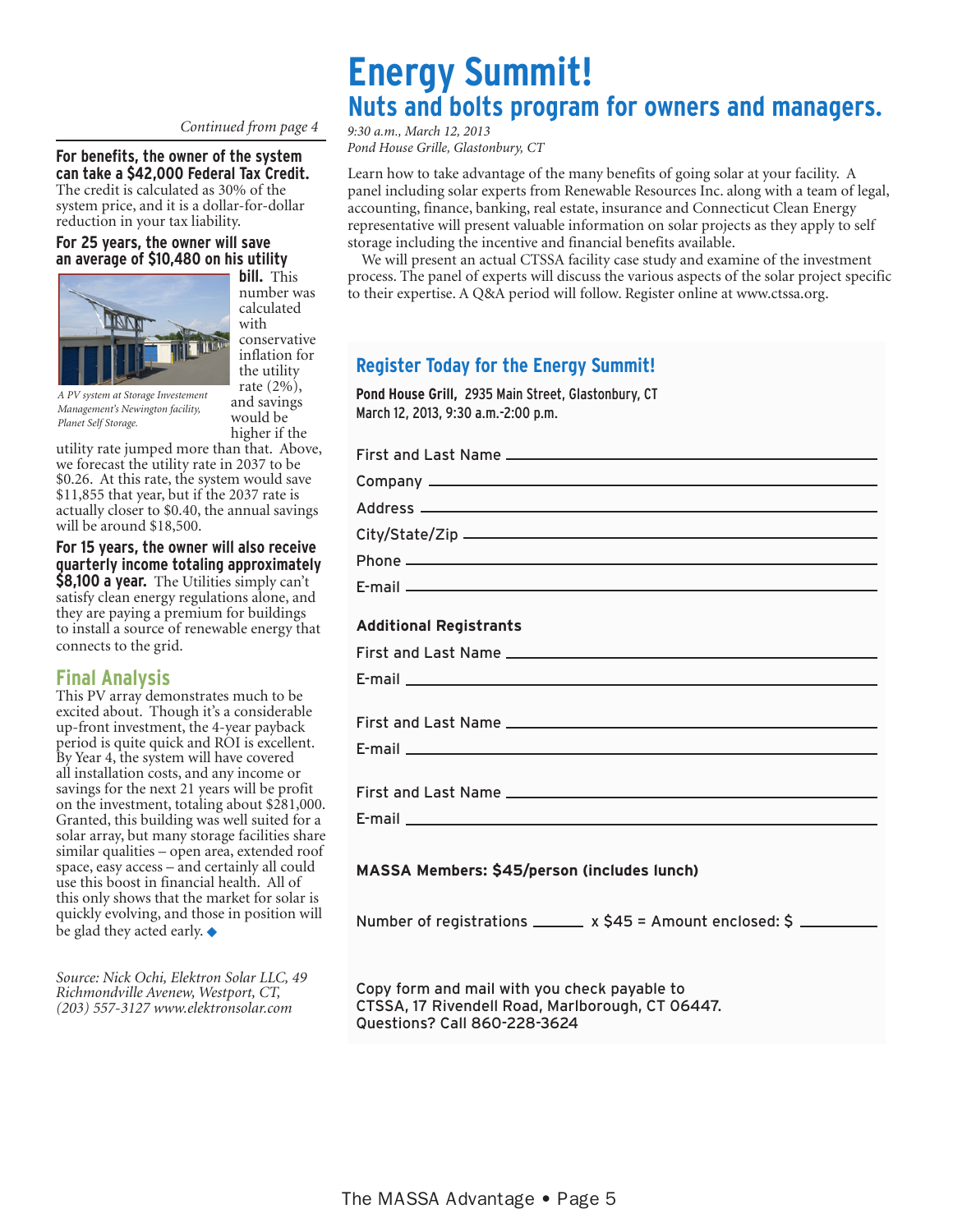*Continued from page 4*

**For benefits, the owner of the system can take a $42,000 Federal Tax Credit.** The credit is calculated as 30% of the system price, and it is a dollar-for-dollar reduction in your tax liability.

**For 25 years, the owner will save an average of $10,480 on his utility bill.** This number was calculated with conservative inflation for the utility rate (2%), and savings would be higher if the utility rate jumped more than that. Above, we forecast the utility rate in 2037 to be $0.26. At this rate, the system would save $11,855 that year, but if the 2037 rate is actually closer to $0.40, the annual savings will be around $18,500.

*A PV system at Storage Investement Management's Newington facility, Planet Self Storage.*

**For 15 years, the owner will also receive quarterly income totaling approximately $8,100 a year.** The Utilities simply can't satisfy clean energy regulations alone, and they are paying a premium for buildings to install a source of renewable energy that connects to the grid.

## Final Analysis

This PV array demonstrates much to be excited about. Though it's a considerable up-front investment, the 4-year payback period is quite quick and ROI is excellent. By Year 4, the system will have covered all installation costs, and any income or savings for the next 21 years will be profit on the investment, totaling about $281,000. Granted, this building was well suited for a solar array, but many storage facilities share similar qualities – open area, extended roof space, easy access – and certainly all could use this boost in financial health. All of this only shows that the market for solar is quickly evolving, and those in position will be glad they acted early. ◆

*Source: Nick Ochi, Elektron Solar LLC, 49 Richmondville Avenew, Westport, CT, (203) 557-3127 www.elektronsolar.com*

# Energy Summit!

## Nuts and bolts program for owners and managers.

*9:30 a.m., March 12, 2013*
*Pond House Grille, Glastonbury, CT*

Learn how to take advantage of the many benefits of going solar at your facility. A panel including solar experts from Renewable Resources Inc. along with a team of legal, accounting, finance, banking, real estate, insurance and Connecticut Clean Energy representative will present valuable information on solar projects as they apply to self storage including the incentive and financial benefits available.

We will present an actual CTSSA facility case study and examine of the investment process. The panel of experts will discuss the various aspects of the solar project specific to their expertise. A Q&A period will follow. Register online at www.ctssa.org.

### Register Today for the Energy Summit!

**Pond House Grill,** 2935 Main Street, Glastonbury, CT
March 12, 2013, 9:30 a.m.-2:00 p.m.

First and Last Name ______________________

Company ______________________

Address ______________________

City/State/Zip ______________________

Phone ______________________

E-mail ______________________

**Additional Registrants**

First and Last Name ______________________

E-mail ______________________

First and Last Name ______________________

E-mail ______________________

First and Last Name ______________________

E-mail ______________________

**MASSA Members: $45/person (includes lunch)**

Number of registrations ______ x $45 = Amount enclosed: $ ________

Copy form and mail with you check payable to
CTSSA, 17 Rivendell Road, Marlborough, CT 06447.
Questions? Call 860-228-3624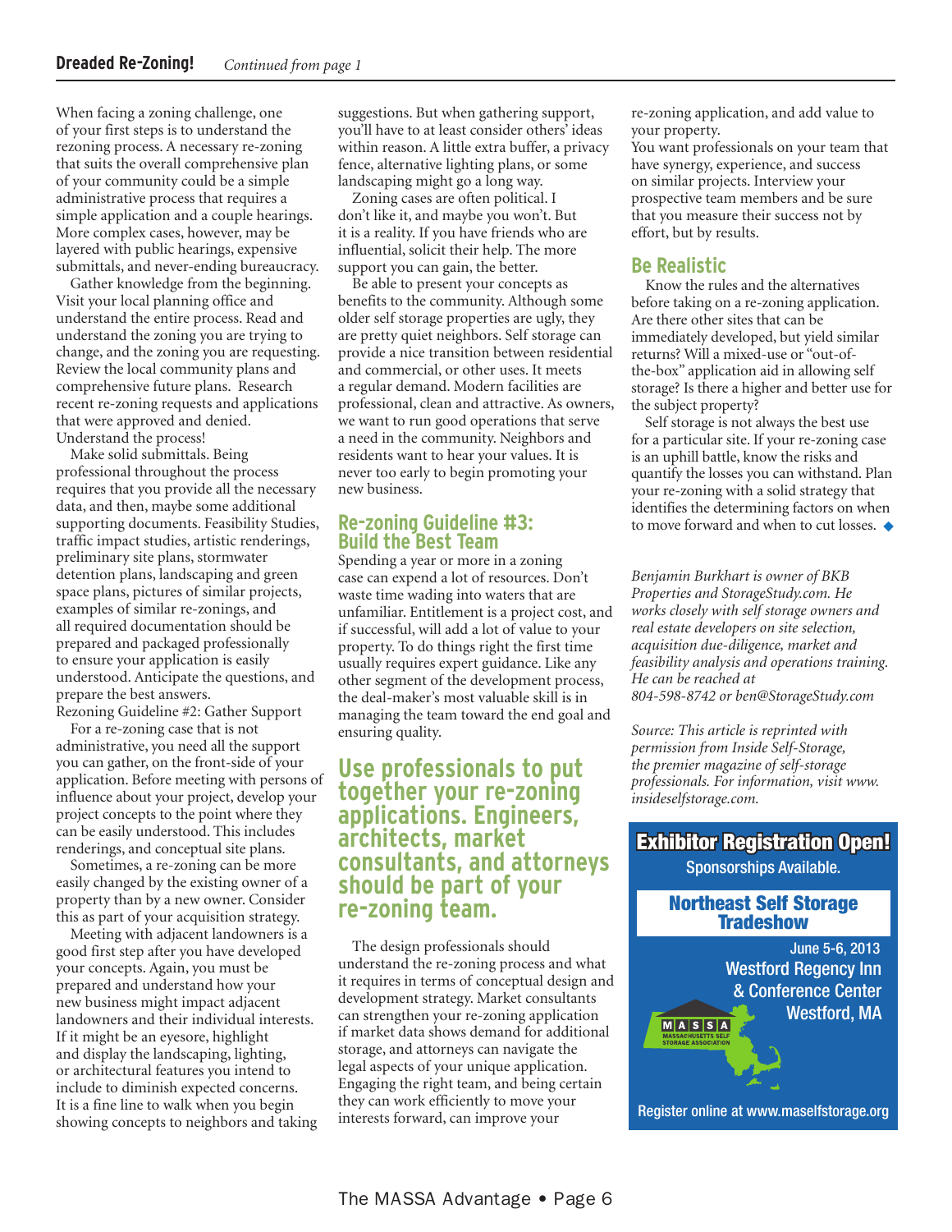## Dreaded Re-Zoning! *Continued from page 1*

When facing a zoning challenge, one of your first steps is to understand the rezoning process. A necessary re-zoning that suits the overall comprehensive plan of your community could be a simple administrative process that requires a simple application and a couple hearings. More complex cases, however, may be layered with public hearings, expensive submittals, and never-ending bureaucracy.

Gather knowledge from the beginning. Visit your local planning office and understand the entire process. Read and understand the zoning you are trying to change, and the zoning you are requesting. Review the local community plans and comprehensive future plans. Research recent re-zoning requests and applications that were approved and denied. Understand the process!

Make solid submittals. Being professional throughout the process requires that you provide all the necessary data, and then, maybe some additional supporting documents. Feasibility Studies, traffic impact studies, artistic renderings, preliminary site plans, stormwater detention plans, landscaping and green space plans, pictures of similar projects, examples of similar re-zonings, and all required documentation should be prepared and packaged professionally to ensure your application is easily understood. Anticipate the questions, and prepare the best answers.

Rezoning Guideline #2: Gather Support

For a re-zoning case that is not administrative, you need all the support you can gather, on the front-side of your application. Before meeting with persons of influence about your project, develop your project concepts to the point where they can be easily understood. This includes renderings, and conceptual site plans.

Sometimes, a re-zoning can be more easily changed by the existing owner of a property than by a new owner. Consider this as part of your acquisition strategy.

Meeting with adjacent landowners is a good first step after you have developed your concepts. Again, you must be prepared and understand how your new business might impact adjacent landowners and their individual interests. If it might be an eyesore, highlight and display the landscaping, lighting, or architectural features you intend to include to diminish expected concerns. It is a fine line to walk when you begin showing concepts to neighbors and taking suggestions. But when gathering support, you'll have to at least consider others' ideas within reason. A little extra buffer, a privacy fence, alternative lighting plans, or some landscaping might go a long way.

Zoning cases are often political. I don't like it, and maybe you won't. But it is a reality. If you have friends who are influential, solicit their help. The more support you can gain, the better.

Be able to present your concepts as benefits to the community. Although some older self storage properties are ugly, they are pretty quiet neighbors. Self storage can provide a nice transition between residential and commercial, or other uses. It meets a regular demand. Modern facilities are professional, clean and attractive. As owners, we want to run good operations that serve a need in the community. Neighbors and residents want to hear your values. It is never too early to begin promoting your new business.

### Re-zoning Guideline #3: Build the Best Team

Spending a year or more in a zoning case can expend a lot of resources. Don't waste time wading into waters that are unfamiliar. Entitlement is a project cost, and if successful, will add a lot of value to your property. To do things right the first time usually requires expert guidance. Like any other segment of the development process, the deal-maker's most valuable skill is in managing the team toward the end goal and ensuring quality.

**Use professionals to put together your re-zoning applications. Engineers, architects, market consultants, and attorneys should be part of your re-zoning team.**

The design professionals should understand the re-zoning process and what it requires in terms of conceptual design and development strategy. Market consultants can strengthen your re-zoning application if market data shows demand for additional storage, and attorneys can navigate the legal aspects of your unique application. Engaging the right team, and being certain they can work efficiently to move your interests forward, can improve your re-zoning application, and add value to your property.

You want professionals on your team that have synergy, experience, and success on similar projects. Interview your prospective team members and be sure that you measure their success not by effort, but by results.

### Be Realistic

Know the rules and the alternatives before taking on a re-zoning application. Are there other sites that can be immediately developed, but yield similar returns? Will a mixed-use or "out-of-the-box" application aid in allowing self storage? Is there a higher and better use for the subject property?

Self storage is not always the best use for a particular site. If your re-zoning case is an uphill battle, know the risks and quantify the losses you can withstand. Plan your re-zoning with a solid strategy that identifies the determining factors on when to move forward and when to cut losses. ◆

*Benjamin Burkhart is owner of BKB Properties and StorageStudy.com. He works closely with self storage owners and real estate developers on site selection, acquisition due-diligence, market and feasibility analysis and operations training. He can be reached at 804-598-8742 or ben@StorageStudy.com*

*Source: This article is reprinted with permission from Inside Self-Storage, the premier magazine of self-storage professionals. For information, visit www.insideselfstorage.com.*

**Exhibitor Registration Open!**

Sponsorships Available.

**Northeast Self Storage Tradeshow**

June 5-6, 2013
Westford Regency Inn & Conference Center
Westford, MA

MASSA – Massachusetts Self Storage Association

Register online at www.maselfstorage.org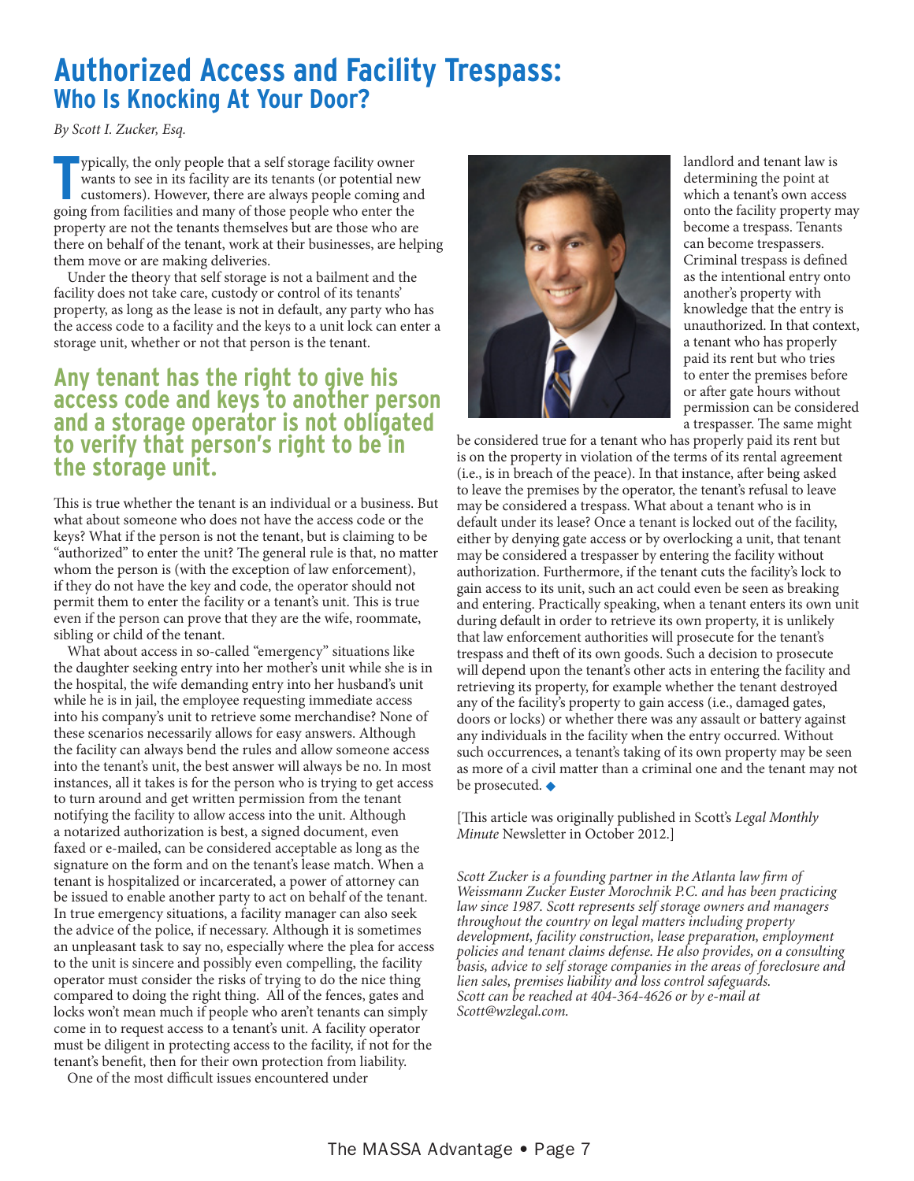# Authorized Access and Facility Trespass:
## Who Is Knocking At Your Door?

*By Scott I. Zucker, Esq.*

Typically, the only people that a self storage facility owner wants to see in its facility are its tenants (or potential new customers). However, there are always people coming and going from facilities and many of those people who enter the property are not the tenants themselves but are those who are there on behalf of the tenant, work at their businesses, are helping them move or are making deliveries.

Under the theory that self storage is not a bailment and the facility does not take care, custody or control of its tenants' property, as long as the lease is not in default, any party who has the access code to a facility and the keys to a unit lock can enter a storage unit, whether or not that person is the tenant.

**Any tenant has the right to give his access code and keys to another person and a storage operator is not obligated to verify that person's right to be in the storage unit.**

This is true whether the tenant is an individual or a business. But what about someone who does not have the access code or the keys? What if the person is not the tenant, but is claiming to be "authorized" to enter the unit? The general rule is that, no matter whom the person is (with the exception of law enforcement), if they do not have the key and code, the operator should not permit them to enter the facility or a tenant's unit. This is true even if the person can prove that they are the wife, roommate, sibling or child of the tenant.

What about access in so-called "emergency" situations like the daughter seeking entry into her mother's unit while she is in the hospital, the wife demanding entry into her husband's unit while he is in jail, the employee requesting immediate access into his company's unit to retrieve some merchandise? None of these scenarios necessarily allows for easy answers. Although the facility can always bend the rules and allow someone access into the tenant's unit, the best answer will always be no. In most instances, all it takes is for the person who is trying to get access to turn around and get written permission from the tenant notifying the facility to allow access into the unit. Although a notarized authorization is best, a signed document, even faxed or e-mailed, can be considered acceptable as long as the signature on the form and on the tenant's lease match. When a tenant is hospitalized or incarcerated, a power of attorney can be issued to enable another party to act on behalf of the tenant. In true emergency situations, a facility manager can also seek the advice of the police, if necessary. Although it is sometimes an unpleasant task to say no, especially where the plea for access to the unit is sincere and possibly even compelling, the facility operator must consider the risks of trying to do the nice thing compared to doing the right thing. All of the fences, gates and locks won't mean much if people who aren't tenants can simply come in to request access to a tenant's unit. A facility operator must be diligent in protecting access to the facility, if not for the tenant's benefit, then for their own protection from liability.

One of the most difficult issues encountered under landlord and tenant law is determining the point at which a tenant's own access onto the facility property may become a trespass. Tenants can become trespassers. Criminal trespass is defined as the intentional entry onto another's property with knowledge that the entry is unauthorized. In that context, a tenant who has properly paid its rent but who tries to enter the premises before or after gate hours without permission can be considered a trespasser. The same might be considered true for a tenant who has properly paid its rent but is on the property in violation of the terms of its rental agreement (i.e., is in breach of the peace). In that instance, after being asked to leave the premises by the operator, the tenant's refusal to leave may be considered a trespass. What about a tenant who is in default under its lease? Once a tenant is locked out of the facility, either by denying gate access or by overlocking a unit, that tenant may be considered a trespasser by entering the facility without authorization. Furthermore, if the tenant cuts the facility's lock to gain access to its unit, such an act could even be seen as breaking and entering. Practically speaking, when a tenant enters its own unit during default in order to retrieve its own property, it is unlikely that law enforcement authorities will prosecute for the tenant's trespass and theft of its own goods. Such a decision to prosecute will depend upon the tenant's other acts in entering the facility and retrieving its property, for example whether the tenant destroyed any of the facility's property to gain access (i.e., damaged gates, doors or locks) or whether there was any assault or battery against any individuals in the facility when the entry occurred. Without such occurrences, a tenant's taking of its own property may be seen as more of a civil matter than a criminal one and the tenant may not be prosecuted. ◆

[This article was originally published in Scott's *Legal Monthly Minute* Newsletter in October 2012.]

*Scott Zucker is a founding partner in the Atlanta law firm of Weissmann Zucker Euster Morochnik P.C. and has been practicing law since 1987. Scott represents self storage owners and managers throughout the country on legal matters including property development, facility construction, lease preparation, employment policies and tenant claims defense. He also provides, on a consulting basis, advice to self storage companies in the areas of foreclosure and lien sales, premises liability and loss control safeguards. Scott can be reached at 404-364-4626 or by e-mail at Scott@wzlegal.com.*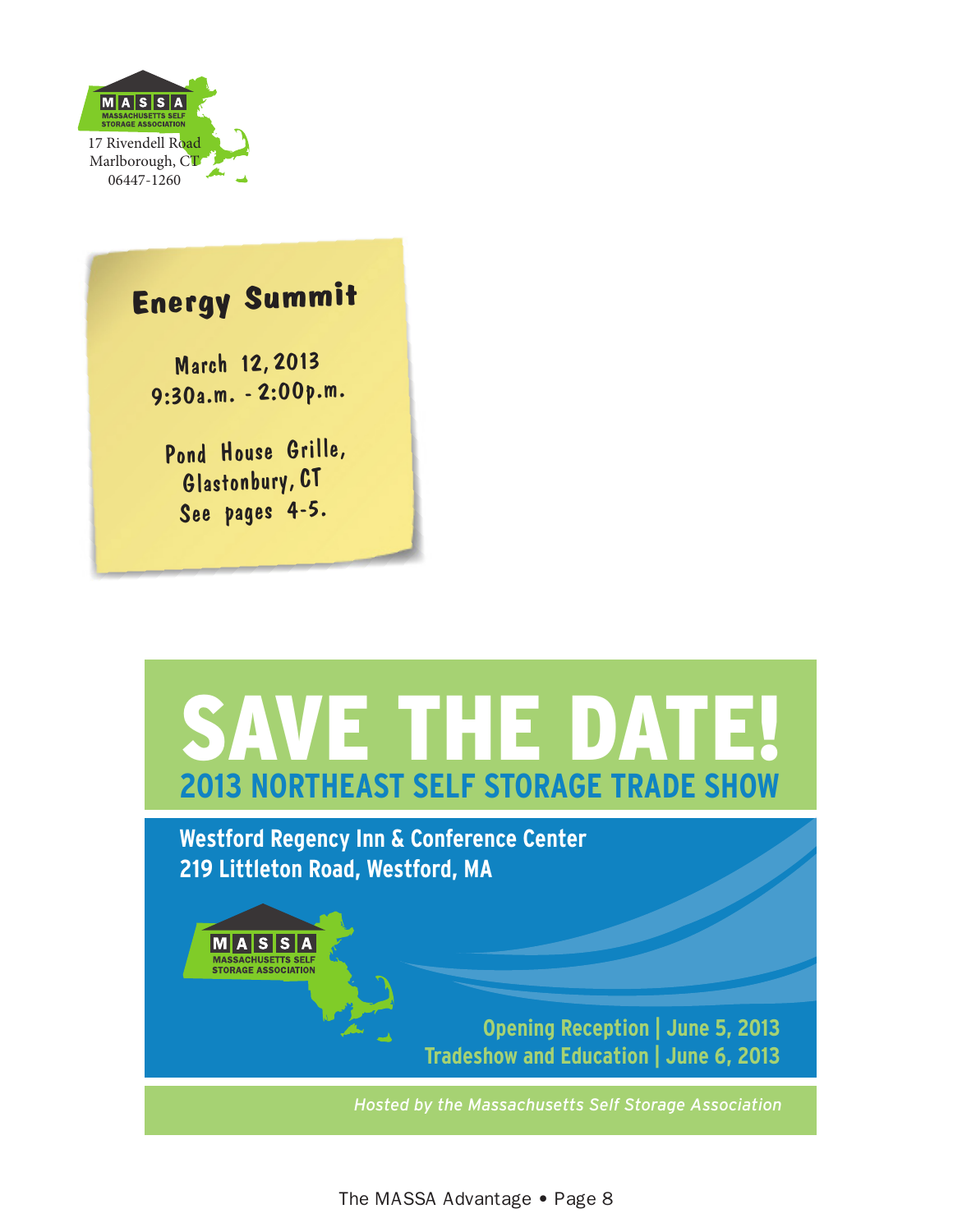MASSA
MASSACHUSETTS SELF STORAGE ASSOCIATION

17 Rivendell Road
Marlborough, CT
06447-1260

## Energy Summit

March 12, 2013
9:30a.m. - 2:00p.m.

Pond House Grille,
Glastonbury, CT
See pages 4-5.

# SAVE THE DATE!

## 2013 NORTHEAST SELF STORAGE TRADE SHOW

**Westford Regency Inn & Conference Center**
**219 Littleton Road, Westford, MA**

MASSA
MASSACHUSETTS SELF STORAGE ASSOCIATION

**Opening Reception | June 5, 2013**
**Tradeshow and Education | June 6, 2013**

*Hosted by the Massachusetts Self Storage Association*